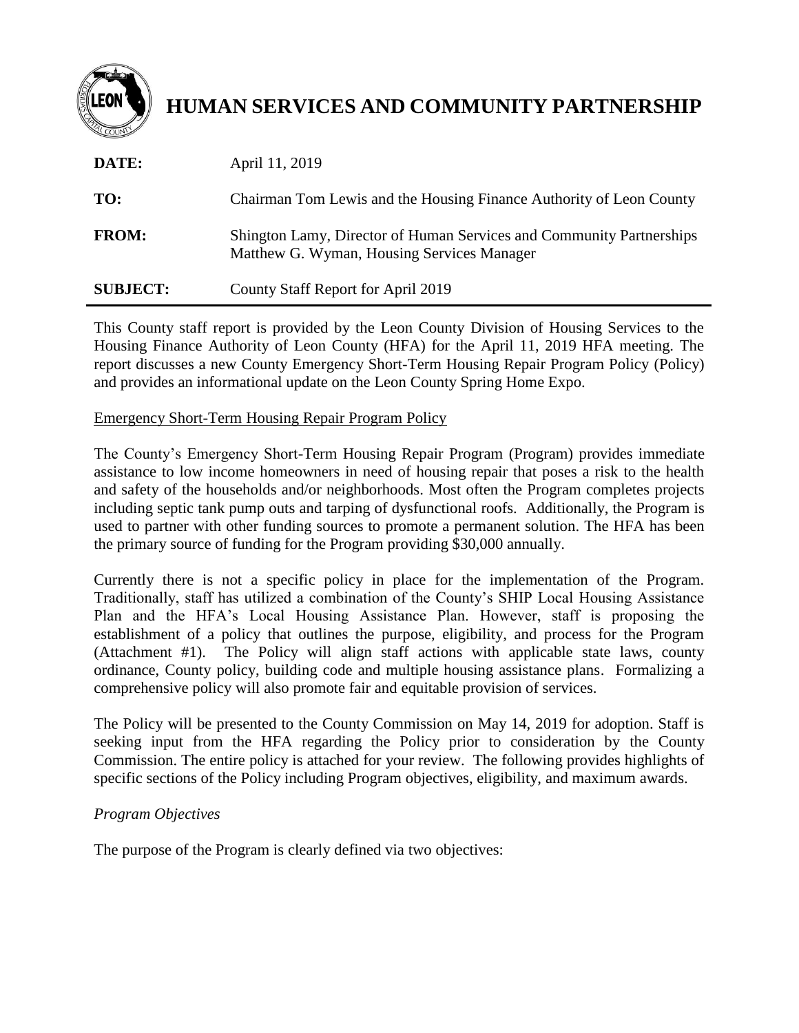# HUMAN SERVICES AND COMMUNITY PARTNERSHIP

| | |
|---|---|
| **DATE:** | April 11, 2019 |
| **TO:** | Chairman Tom Lewis and the Housing Finance Authority of Leon County |
| **FROM:** | Shington Lamy, Director of Human Services and Community Partnerships<br>Matthew G. Wyman, Housing Services Manager |
| **SUBJECT:** | County Staff Report for April 2019 |

This County staff report is provided by the Leon County Division of Housing Services to the Housing Finance Authority of Leon County (HFA) for the April 11, 2019 HFA meeting. The report discusses a new County Emergency Short-Term Housing Repair Program Policy (Policy) and provides an informational update on the Leon County Spring Home Expo.

## Emergency Short-Term Housing Repair Program Policy

The County's Emergency Short-Term Housing Repair Program (Program) provides immediate assistance to low income homeowners in need of housing repair that poses a risk to the health and safety of the households and/or neighborhoods. Most often the Program completes projects including septic tank pump outs and tarping of dysfunctional roofs. Additionally, the Program is used to partner with other funding sources to promote a permanent solution. The HFA has been the primary source of funding for the Program providing $30,000 annually.

Currently there is not a specific policy in place for the implementation of the Program. Traditionally, staff has utilized a combination of the County's SHIP Local Housing Assistance Plan and the HFA's Local Housing Assistance Plan. However, staff is proposing the establishment of a policy that outlines the purpose, eligibility, and process for the Program (Attachment #1). The Policy will align staff actions with applicable state laws, county ordinance, County policy, building code and multiple housing assistance plans. Formalizing a comprehensive policy will also promote fair and equitable provision of services.

The Policy will be presented to the County Commission on May 14, 2019 for adoption. Staff is seeking input from the HFA regarding the Policy prior to consideration by the County Commission. The entire policy is attached for your review. The following provides highlights of specific sections of the Policy including Program objectives, eligibility, and maximum awards.

### *Program Objectives*

The purpose of the Program is clearly defined via two objectives: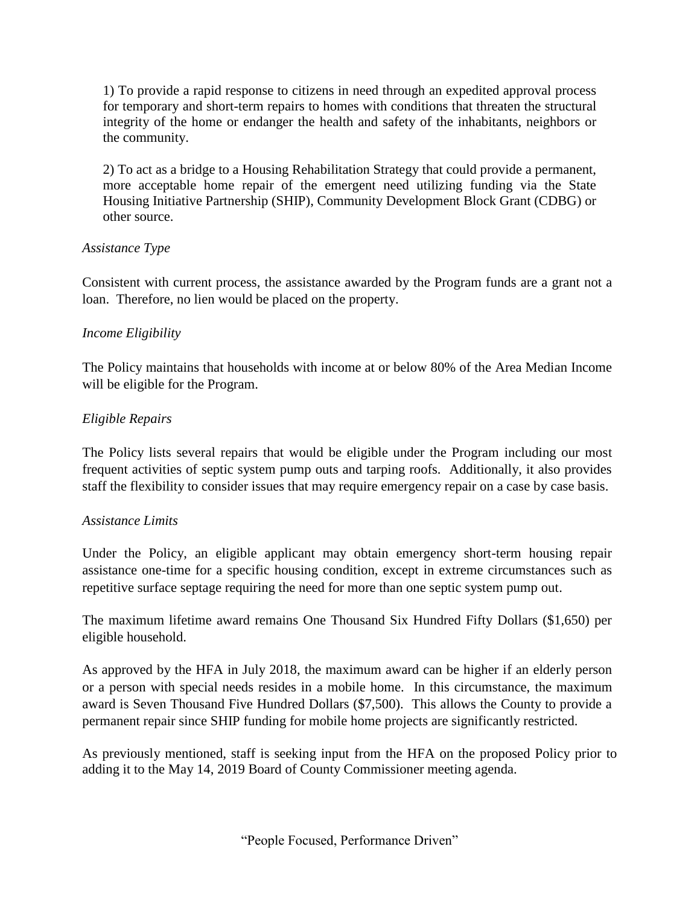1) To provide a rapid response to citizens in need through an expedited approval process for temporary and short-term repairs to homes with conditions that threaten the structural integrity of the home or endanger the health and safety of the inhabitants, neighbors or the community.

2) To act as a bridge to a Housing Rehabilitation Strategy that could provide a permanent, more acceptable home repair of the emergent need utilizing funding via the State Housing Initiative Partnership (SHIP), Community Development Block Grant (CDBG) or other source.

*Assistance Type*

Consistent with current process, the assistance awarded by the Program funds are a grant not a loan. Therefore, no lien would be placed on the property.

*Income Eligibility*

The Policy maintains that households with income at or below 80% of the Area Median Income will be eligible for the Program.

*Eligible Repairs*

The Policy lists several repairs that would be eligible under the Program including our most frequent activities of septic system pump outs and tarping roofs. Additionally, it also provides staff the flexibility to consider issues that may require emergency repair on a case by case basis.

*Assistance Limits*

Under the Policy, an eligible applicant may obtain emergency short-term housing repair assistance one-time for a specific housing condition, except in extreme circumstances such as repetitive surface septage requiring the need for more than one septic system pump out.

The maximum lifetime award remains One Thousand Six Hundred Fifty Dollars ($1,650) per eligible household.

As approved by the HFA in July 2018, the maximum award can be higher if an elderly person or a person with special needs resides in a mobile home. In this circumstance, the maximum award is Seven Thousand Five Hundred Dollars ($7,500). This allows the County to provide a permanent repair since SHIP funding for mobile home projects are significantly restricted.

As previously mentioned, staff is seeking input from the HFA on the proposed Policy prior to adding it to the May 14, 2019 Board of County Commissioner meeting agenda.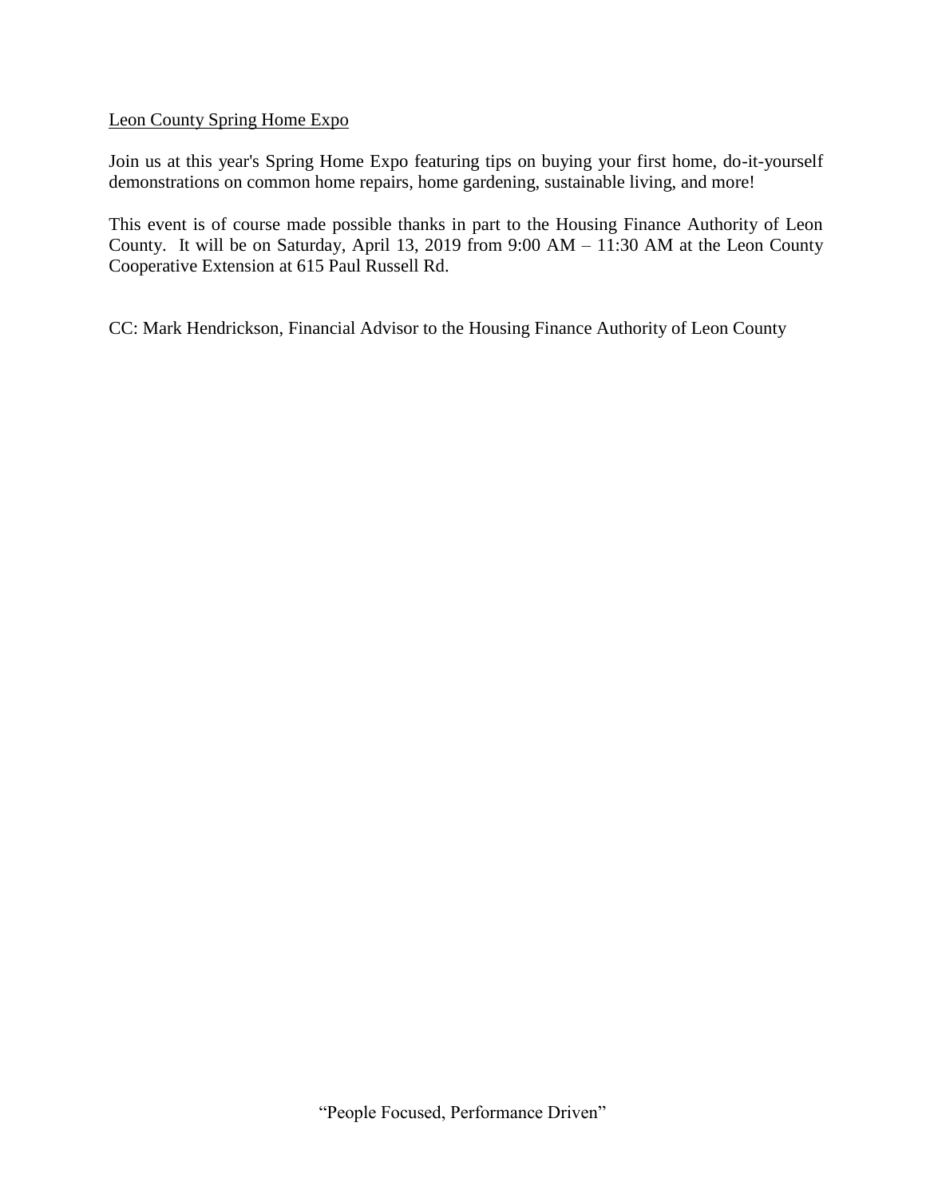<u>Leon County Spring Home Expo</u>

Join us at this year's Spring Home Expo featuring tips on buying your first home, do-it-yourself demonstrations on common home repairs, home gardening, sustainable living, and more!

This event is of course made possible thanks in part to the Housing Finance Authority of Leon County. It will be on Saturday, April 13, 2019 from 9:00 AM – 11:30 AM at the Leon County Cooperative Extension at 615 Paul Russell Rd.

CC: Mark Hendrickson, Financial Advisor to the Housing Finance Authority of Leon County

"People Focused, Performance Driven"